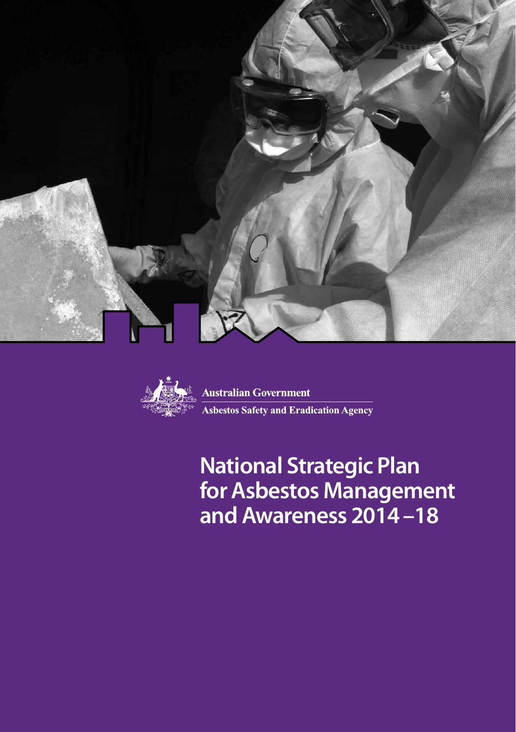Australian Government

Asbestos Safety and Eradication Agency

# National Strategic Plan for Asbestos Management and Awareness 2014 –18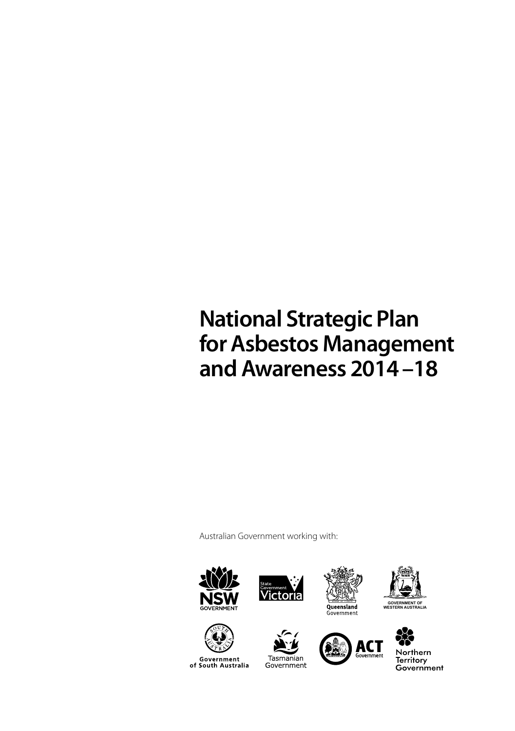# National Strategic Plan for Asbestos Management and Awareness 2014 –18

Australian Government working with:

NSW GOVERNMENT

State Government Victoria

Queensland Government

GOVERNMENT OF WESTERN AUSTRALIA

Government of South Australia

Tasmanian Government

ACT Government

Northern Territory Government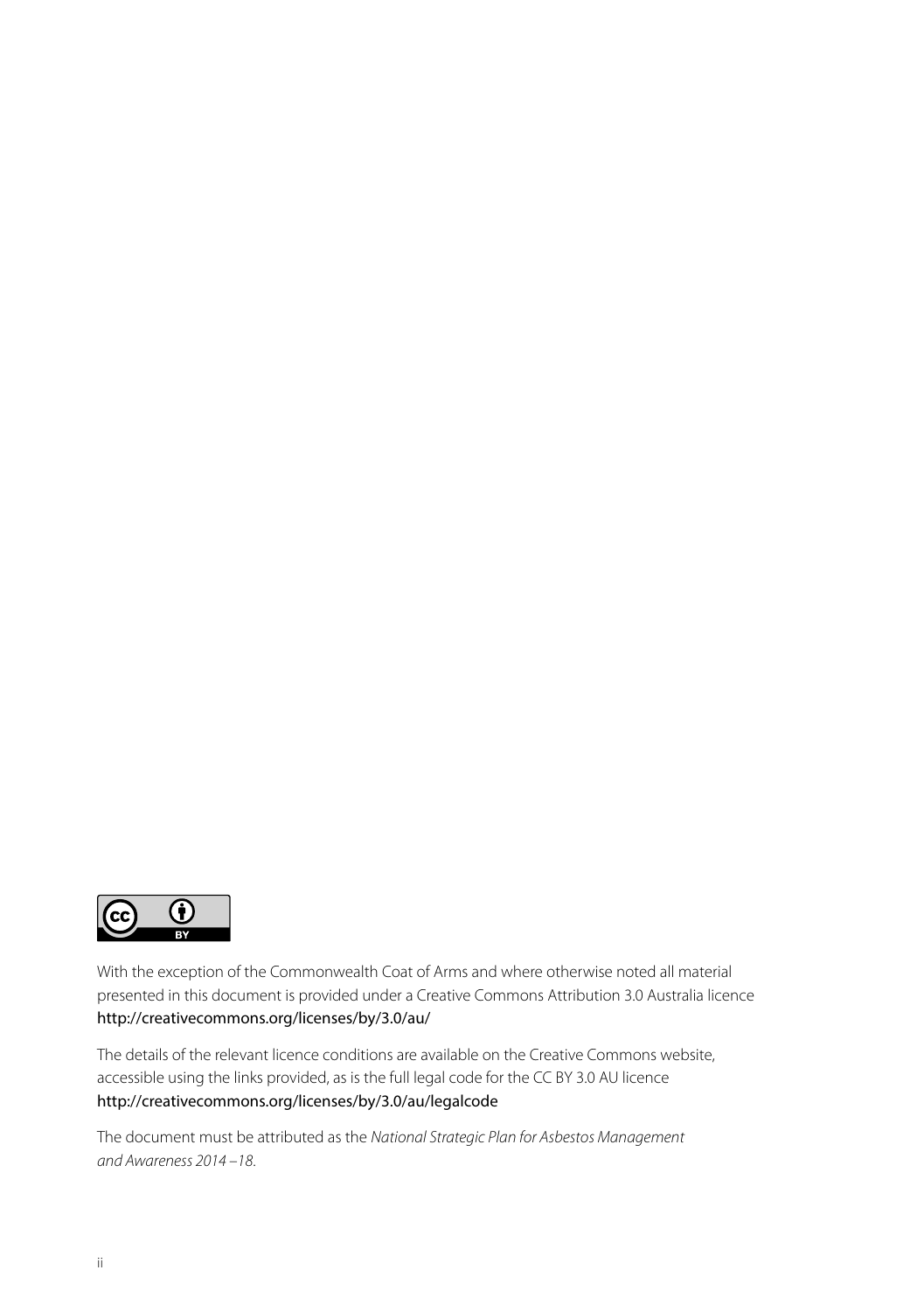With the exception of the Commonwealth Coat of Arms and where otherwise noted all material presented in this document is provided under a Creative Commons Attribution 3.0 Australia licence http://creativecommons.org/licenses/by/3.0/au/

The details of the relevant licence conditions are available on the Creative Commons website, accessible using the links provided, as is the full legal code for the CC BY 3.0 AU licence http://creativecommons.org/licenses/by/3.0/au/legalcode

The document must be attributed as the *National Strategic Plan for Asbestos Management and Awareness 2014 –18.*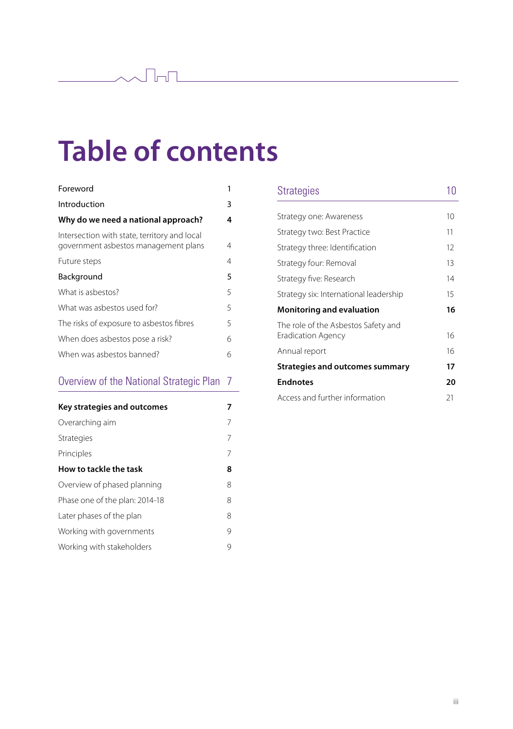# Table of contents

| | |
|---|---|
| Foreword | 1 |
| Introduction | 3 |
| **Why do we need a national approach?** | **4** |
| Intersection with state, territory and local government asbestos management plans | 4 |
| Future steps | 4 |
| Background | 5 |
| What is asbestos? | 5 |
| What was asbestos used for? | 5 |
| The risks of exposure to asbestos fibres | 5 |
| When does asbestos pose a risk? | 6 |
| When was asbestos banned? | 6 |

## Overview of the National Strategic Plan 7

| | |
|---|---|
| **Key strategies and outcomes** | **7** |
| Overarching aim | 7 |
| Strategies | 7 |
| Principles | 7 |
| **How to tackle the task** | **8** |
| Overview of phased planning | 8 |
| Phase one of the plan: 2014-18 | 8 |
| Later phases of the plan | 8 |
| Working with governments | 9 |
| Working with stakeholders | 9 |

## Strategies 10

| | |
|---|---|
| Strategy one: Awareness | 10 |
| Strategy two: Best Practice | 11 |
| Strategy three: Identification | 12 |
| Strategy four: Removal | 13 |
| Strategy five: Research | 14 |
| Strategy six: International leadership | 15 |
| **Monitoring and evaluation** | **16** |
| The role of the Asbestos Safety and Eradication Agency | 16 |
| Annual report | 16 |
| **Strategies and outcomes summary** | **17** |
| **Endnotes** | **20** |
| Access and further information | 21 |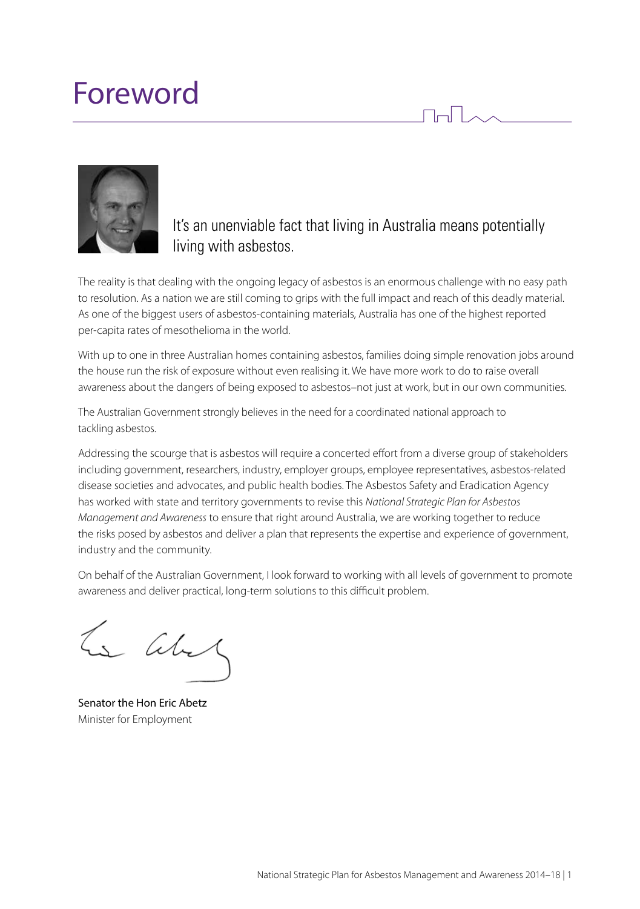# Foreword

It's an unenviable fact that living in Australia means potentially living with asbestos.

The reality is that dealing with the ongoing legacy of asbestos is an enormous challenge with no easy path to resolution. As a nation we are still coming to grips with the full impact and reach of this deadly material. As one of the biggest users of asbestos-containing materials, Australia has one of the highest reported per-capita rates of mesothelioma in the world.

With up to one in three Australian homes containing asbestos, families doing simple renovation jobs around the house run the risk of exposure without even realising it. We have more work to do to raise overall awareness about the dangers of being exposed to asbestos–not just at work, but in our own communities.

The Australian Government strongly believes in the need for a coordinated national approach to tackling asbestos.

Addressing the scourge that is asbestos will require a concerted effort from a diverse group of stakeholders including government, researchers, industry, employer groups, employee representatives, asbestos-related disease societies and advocates, and public health bodies. The Asbestos Safety and Eradication Agency has worked with state and territory governments to revise this *National Strategic Plan for Asbestos Management and Awareness* to ensure that right around Australia, we are working together to reduce the risks posed by asbestos and deliver a plan that represents the expertise and experience of government, industry and the community.

On behalf of the Australian Government, I look forward to working with all levels of government to promote awareness and deliver practical, long-term solutions to this difficult problem.

Senator the Hon Eric Abetz
Minister for Employment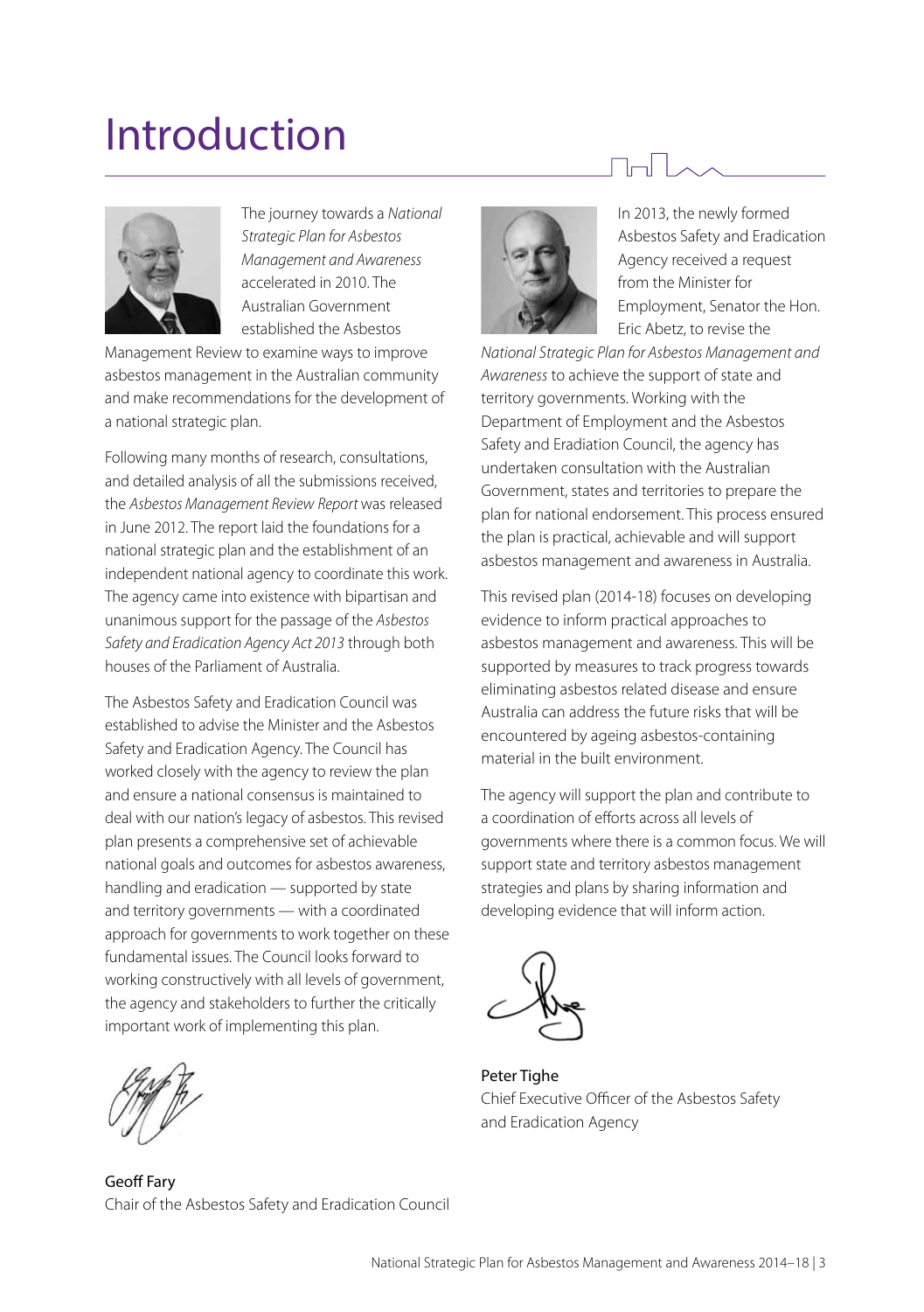# Introduction

The journey towards a *National Strategic Plan for Asbestos Management and Awareness* accelerated in 2010. The Australian Government established the Asbestos Management Review to examine ways to improve asbestos management in the Australian community and make recommendations for the development of a national strategic plan.

Following many months of research, consultations, and detailed analysis of all the submissions received, the *Asbestos Management Review Report* was released in June 2012. The report laid the foundations for a national strategic plan and the establishment of an independent national agency to coordinate this work. The agency came into existence with bipartisan and unanimous support for the passage of the *Asbestos Safety and Eradication Agency Act 2013* through both houses of the Parliament of Australia.

The Asbestos Safety and Eradication Council was established to advise the Minister and the Asbestos Safety and Eradication Agency. The Council has worked closely with the agency to review the plan and ensure a national consensus is maintained to deal with our nation's legacy of asbestos. This revised plan presents a comprehensive set of achievable national goals and outcomes for asbestos awareness, handling and eradication — supported by state and territory governments — with a coordinated approach for governments to work together on these fundamental issues. The Council looks forward to working constructively with all levels of government, the agency and stakeholders to further the critically important work of implementing this plan.

Geoff Fary
Chair of the Asbestos Safety and Eradication Council

In 2013, the newly formed Asbestos Safety and Eradication Agency received a request from the Minister for Employment, Senator the Hon. Eric Abetz, to revise the *National Strategic Plan for Asbestos Management and Awareness* to achieve the support of state and territory governments. Working with the Department of Employment and the Asbestos Safety and Eradiation Council, the agency has undertaken consultation with the Australian Government, states and territories to prepare the plan for national endorsement. This process ensured the plan is practical, achievable and will support asbestos management and awareness in Australia.

This revised plan (2014-18) focuses on developing evidence to inform practical approaches to asbestos management and awareness. This will be supported by measures to track progress towards eliminating asbestos related disease and ensure Australia can address the future risks that will be encountered by ageing asbestos-containing material in the built environment.

The agency will support the plan and contribute to a coordination of efforts across all levels of governments where there is a common focus. We will support state and territory asbestos management strategies and plans by sharing information and developing evidence that will inform action.

Peter Tighe
Chief Executive Officer of the Asbestos Safety and Eradication Agency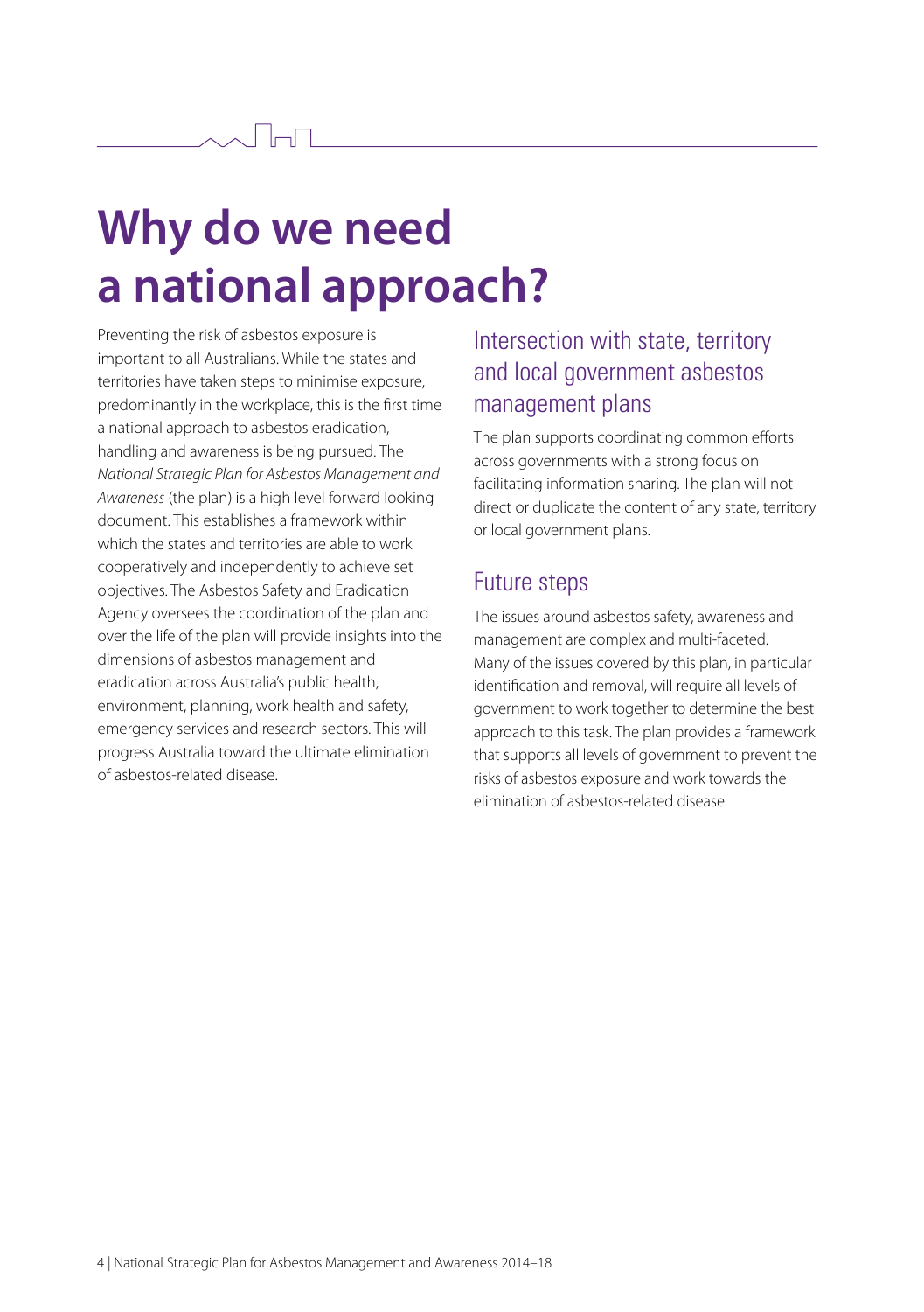# Why do we need a national approach?

Preventing the risk of asbestos exposure is important to all Australians. While the states and territories have taken steps to minimise exposure, predominantly in the workplace, this is the first time a national approach to asbestos eradication, handling and awareness is being pursued. The *National Strategic Plan for Asbestos Management and Awareness* (the plan) is a high level forward looking document. This establishes a framework within which the states and territories are able to work cooperatively and independently to achieve set objectives. The Asbestos Safety and Eradication Agency oversees the coordination of the plan and over the life of the plan will provide insights into the dimensions of asbestos management and eradication across Australia's public health, environment, planning, work health and safety, emergency services and research sectors. This will progress Australia toward the ultimate elimination of asbestos-related disease.

## Intersection with state, territory and local government asbestos management plans

The plan supports coordinating common efforts across governments with a strong focus on facilitating information sharing. The plan will not direct or duplicate the content of any state, territory or local government plans.

## Future steps

The issues around asbestos safety, awareness and management are complex and multi-faceted. Many of the issues covered by this plan, in particular identification and removal, will require all levels of government to work together to determine the best approach to this task. The plan provides a framework that supports all levels of government to prevent the risks of asbestos exposure and work towards the elimination of asbestos-related disease.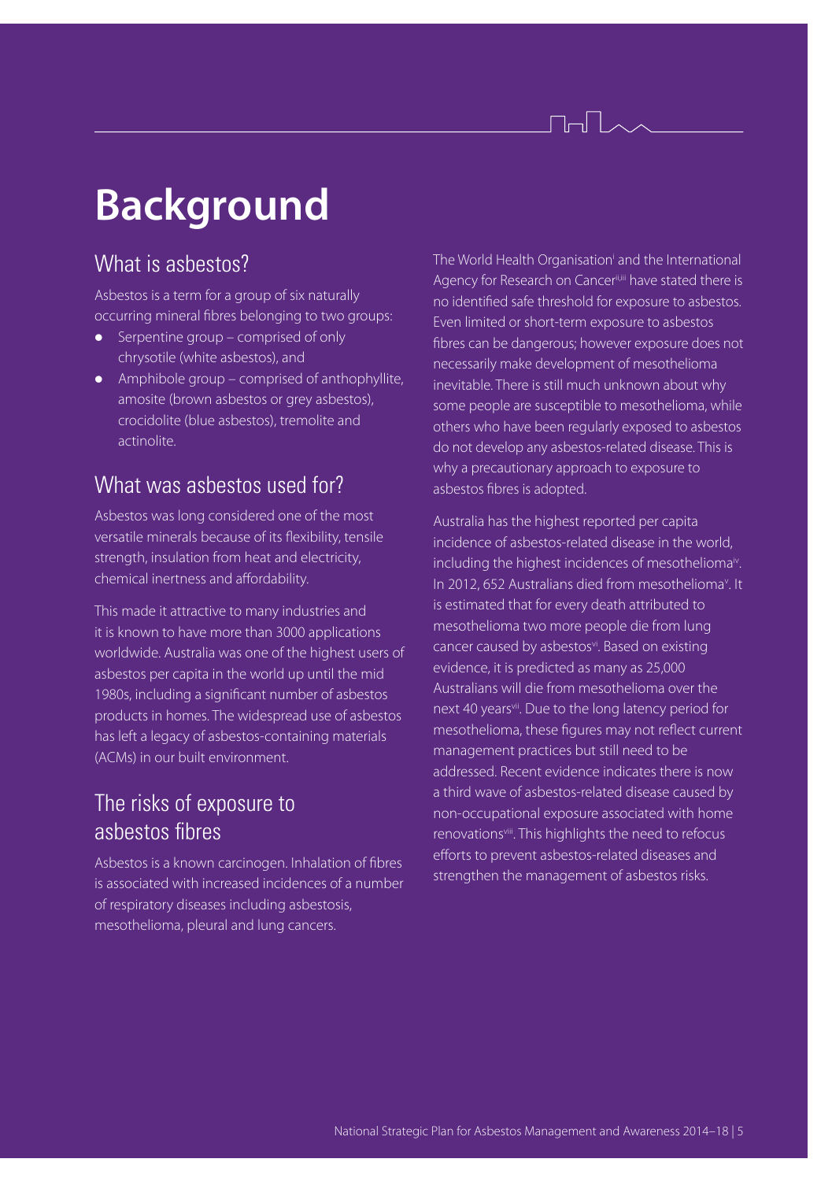# Background

## What is asbestos?

Asbestos is a term for a group of six naturally occurring mineral fibres belonging to two groups:

- Serpentine group – comprised of only chrysotile (white asbestos), and
- Amphibole group – comprised of anthophyllite, amosite (brown asbestos or grey asbestos), crocidolite (blue asbestos), tremolite and actinolite.

## What was asbestos used for?

Asbestos was long considered one of the most versatile minerals because of its flexibility, tensile strength, insulation from heat and electricity, chemical inertness and affordability.

This made it attractive to many industries and it is known to have more than 3000 applications worldwide. Australia was one of the highest users of asbestos per capita in the world up until the mid 1980s, including a significant number of asbestos products in homes. The widespread use of asbestos has left a legacy of asbestos-containing materials (ACMs) in our built environment.

## The risks of exposure to asbestos fibres

Asbestos is a known carcinogen. Inhalation of fibres is associated with increased incidences of a number of respiratory diseases including asbestosis, mesothelioma, pleural and lung cancers.

The World Health Organisation[i] and the International Agency for Research on Cancer[ii,iii] have stated there is no identified safe threshold for exposure to asbestos. Even limited or short-term exposure to asbestos fibres can be dangerous; however exposure does not necessarily make development of mesothelioma inevitable. There is still much unknown about why some people are susceptible to mesothelioma, while others who have been regularly exposed to asbestos do not develop any asbestos-related disease. This is why a precautionary approach to exposure to asbestos fibres is adopted.

Australia has the highest reported per capita incidence of asbestos-related disease in the world, including the highest incidences of mesothelioma[iv]. In 2012, 652 Australians died from mesothelioma[v]. It is estimated that for every death attributed to mesothelioma two more people die from lung cancer caused by asbestos[vi]. Based on existing evidence, it is predicted as many as 25,000 Australians will die from mesothelioma over the next 40 years[vii]. Due to the long latency period for mesothelioma, these figures may not reflect current management practices but still need to be addressed. Recent evidence indicates there is now a third wave of asbestos-related disease caused by non-occupational exposure associated with home renovations[viii]. This highlights the need to refocus efforts to prevent asbestos-related diseases and strengthen the management of asbestos risks.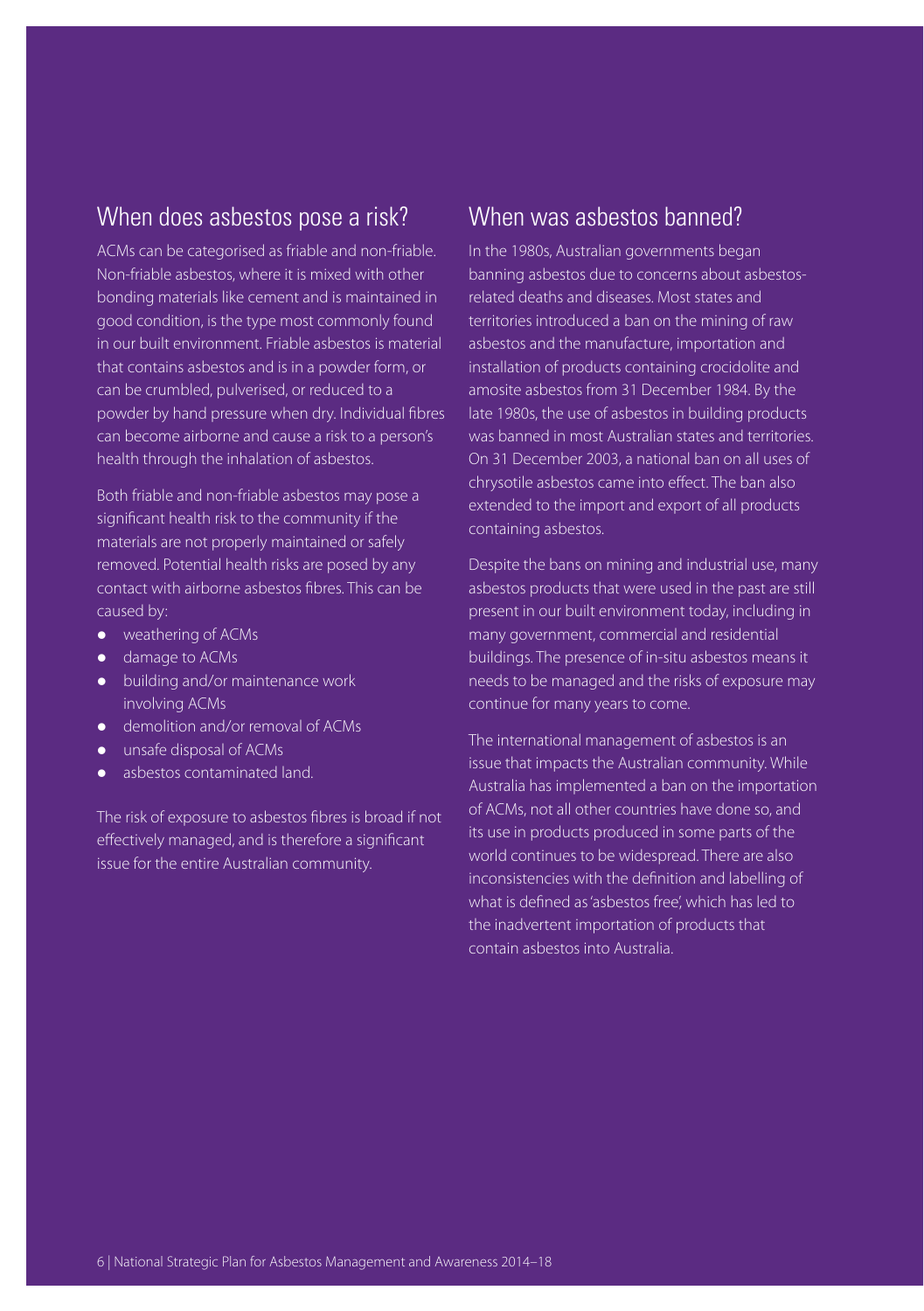## When does asbestos pose a risk?

ACMs can be categorised as friable and non-friable. Non-friable asbestos, where it is mixed with other bonding materials like cement and is maintained in good condition, is the type most commonly found in our built environment. Friable asbestos is material that contains asbestos and is in a powder form, or can be crumbled, pulverised, or reduced to a powder by hand pressure when dry. Individual fibres can become airborne and cause a risk to a person's health through the inhalation of asbestos.

Both friable and non-friable asbestos may pose a significant health risk to the community if the materials are not properly maintained or safely removed. Potential health risks are posed by any contact with airborne asbestos fibres. This can be caused by:

- weathering of ACMs
- damage to ACMs
- building and/or maintenance work involving ACMs
- demolition and/or removal of ACMs
- unsafe disposal of ACMs
- asbestos contaminated land.

The risk of exposure to asbestos fibres is broad if not effectively managed, and is therefore a significant issue for the entire Australian community.

## When was asbestos banned?

In the 1980s, Australian governments began banning asbestos due to concerns about asbestos-related deaths and diseases. Most states and territories introduced a ban on the mining of raw asbestos and the manufacture, importation and installation of products containing crocidolite and amosite asbestos from 31 December 1984. By the late 1980s, the use of asbestos in building products was banned in most Australian states and territories. On 31 December 2003, a national ban on all uses of chrysotile asbestos came into effect. The ban also extended to the import and export of all products containing asbestos.

Despite the bans on mining and industrial use, many asbestos products that were used in the past are still present in our built environment today, including in many government, commercial and residential buildings. The presence of in-situ asbestos means it needs to be managed and the risks of exposure may continue for many years to come.

The international management of asbestos is an issue that impacts the Australian community. While Australia has implemented a ban on the importation of ACMs, not all other countries have done so, and its use in products produced in some parts of the world continues to be widespread. There are also inconsistencies with the definition and labelling of what is defined as 'asbestos free', which has led to the inadvertent importation of products that contain asbestos into Australia.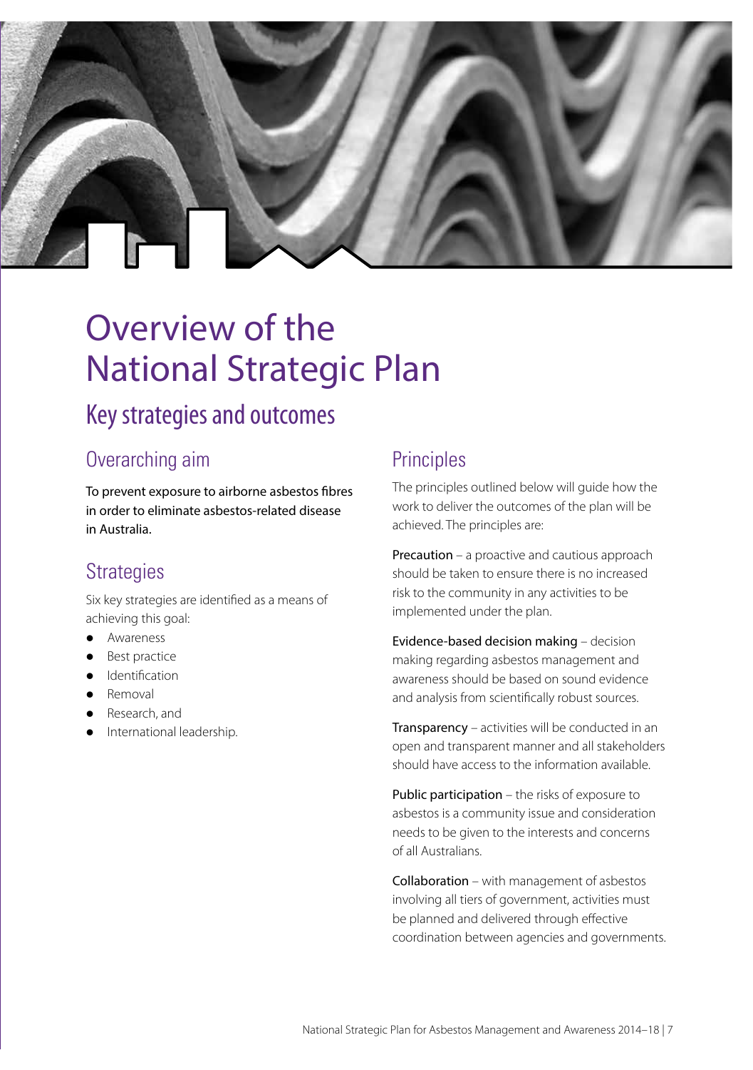# Overview of the National Strategic Plan

## Key strategies and outcomes

### Overarching aim

To prevent exposure to airborne asbestos fibres in order to eliminate asbestos-related disease in Australia.

### Strategies

Six key strategies are identified as a means of achieving this goal:

- Awareness
- Best practice
- Identification
- Removal
- Research, and
- International leadership.

### Principles

The principles outlined below will guide how the work to deliver the outcomes of the plan will be achieved. The principles are:

Precaution – a proactive and cautious approach should be taken to ensure there is no increased risk to the community in any activities to be implemented under the plan.

Evidence-based decision making – decision making regarding asbestos management and awareness should be based on sound evidence and analysis from scientifically robust sources.

Transparency – activities will be conducted in an open and transparent manner and all stakeholders should have access to the information available.

Public participation – the risks of exposure to asbestos is a community issue and consideration needs to be given to the interests and concerns of all Australians.

Collaboration – with management of asbestos involving all tiers of government, activities must be planned and delivered through effective coordination between agencies and governments.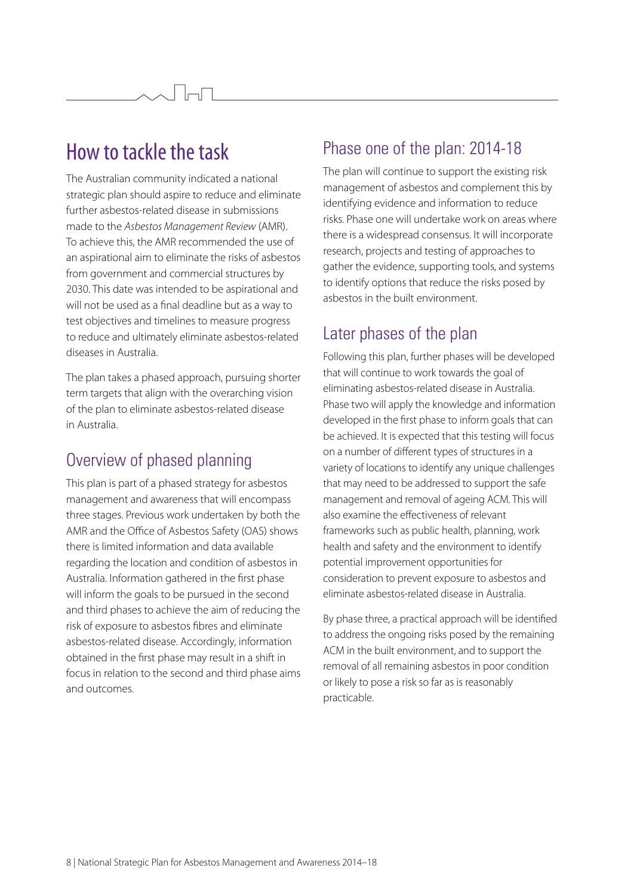## How to tackle the task

The Australian community indicated a national strategic plan should aspire to reduce and eliminate further asbestos-related disease in submissions made to the *Asbestos Management Review* (AMR). To achieve this, the AMR recommended the use of an aspirational aim to eliminate the risks of asbestos from government and commercial structures by 2030. This date was intended to be aspirational and will not be used as a final deadline but as a way to test objectives and timelines to measure progress to reduce and ultimately eliminate asbestos-related diseases in Australia.

The plan takes a phased approach, pursuing shorter term targets that align with the overarching vision of the plan to eliminate asbestos-related disease in Australia.

### Overview of phased planning

This plan is part of a phased strategy for asbestos management and awareness that will encompass three stages. Previous work undertaken by both the AMR and the Office of Asbestos Safety (OAS) shows there is limited information and data available regarding the location and condition of asbestos in Australia. Information gathered in the first phase will inform the goals to be pursued in the second and third phases to achieve the aim of reducing the risk of exposure to asbestos fibres and eliminate asbestos-related disease. Accordingly, information obtained in the first phase may result in a shift in focus in relation to the second and third phase aims and outcomes.

### Phase one of the plan: 2014-18

The plan will continue to support the existing risk management of asbestos and complement this by identifying evidence and information to reduce risks. Phase one will undertake work on areas where there is a widespread consensus. It will incorporate research, projects and testing of approaches to gather the evidence, supporting tools, and systems to identify options that reduce the risks posed by asbestos in the built environment.

### Later phases of the plan

Following this plan, further phases will be developed that will continue to work towards the goal of eliminating asbestos-related disease in Australia. Phase two will apply the knowledge and information developed in the first phase to inform goals that can be achieved. It is expected that this testing will focus on a number of different types of structures in a variety of locations to identify any unique challenges that may need to be addressed to support the safe management and removal of ageing ACM. This will also examine the effectiveness of relevant frameworks such as public health, planning, work health and safety and the environment to identify potential improvement opportunities for consideration to prevent exposure to asbestos and eliminate asbestos-related disease in Australia.

By phase three, a practical approach will be identified to address the ongoing risks posed by the remaining ACM in the built environment, and to support the removal of all remaining asbestos in poor condition or likely to pose a risk so far as is reasonably practicable.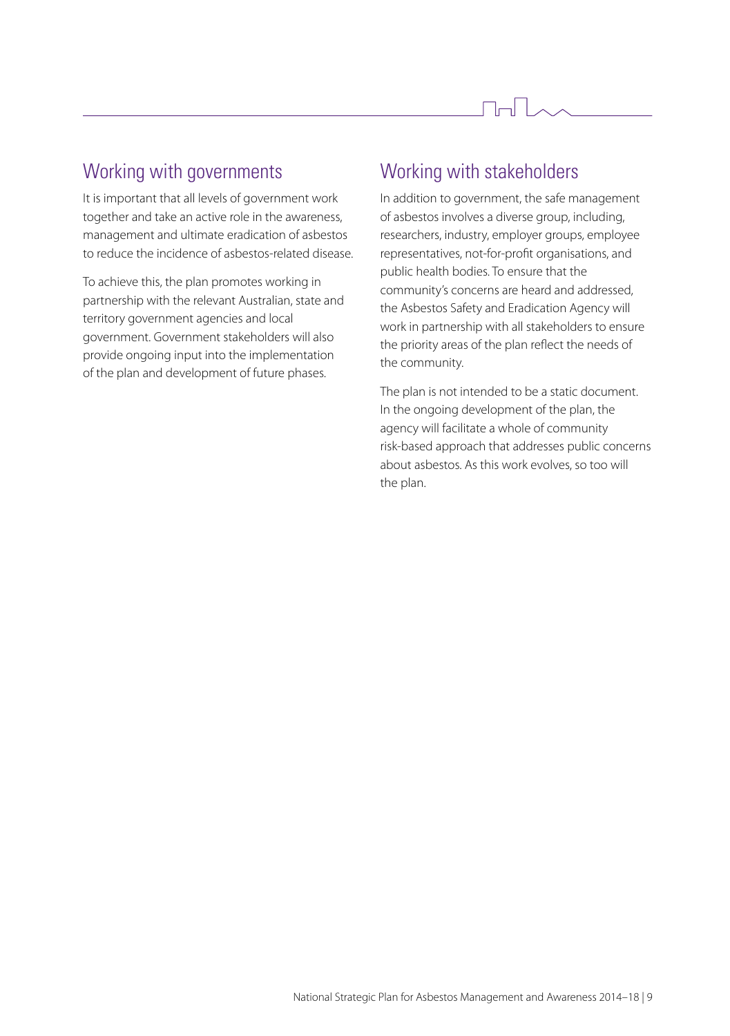## Working with governments

It is important that all levels of government work together and take an active role in the awareness, management and ultimate eradication of asbestos to reduce the incidence of asbestos-related disease.

To achieve this, the plan promotes working in partnership with the relevant Australian, state and territory government agencies and local government. Government stakeholders will also provide ongoing input into the implementation of the plan and development of future phases.

## Working with stakeholders

In addition to government, the safe management of asbestos involves a diverse group, including, researchers, industry, employer groups, employee representatives, not-for-profit organisations, and public health bodies. To ensure that the community's concerns are heard and addressed, the Asbestos Safety and Eradication Agency will work in partnership with all stakeholders to ensure the priority areas of the plan reflect the needs of the community.

The plan is not intended to be a static document. In the ongoing development of the plan, the agency will facilitate a whole of community risk-based approach that addresses public concerns about asbestos. As this work evolves, so too will the plan.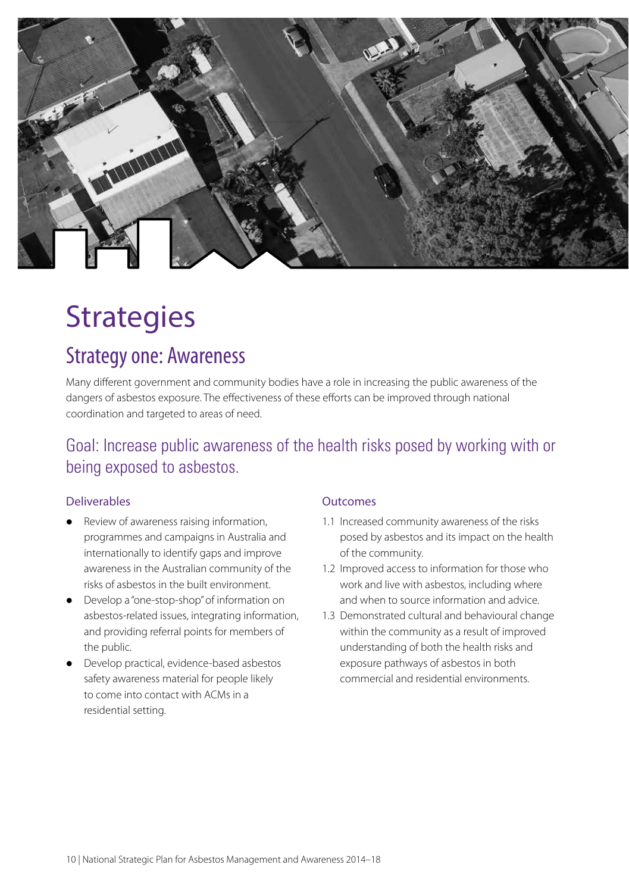# Strategies

## Strategy one: Awareness

Many different government and community bodies have a role in increasing the public awareness of the dangers of asbestos exposure. The effectiveness of these efforts can be improved through national coordination and targeted to areas of need.

### Goal: Increase public awareness of the health risks posed by working with or being exposed to asbestos.

#### Deliverables

- Review of awareness raising information, programmes and campaigns in Australia and internationally to identify gaps and improve awareness in the Australian community of the risks of asbestos in the built environment.
- Develop a "one-stop-shop" of information on asbestos-related issues, integrating information, and providing referral points for members of the public.
- Develop practical, evidence-based asbestos safety awareness material for people likely to come into contact with ACMs in a residential setting.

#### Outcomes

1.1 Increased community awareness of the risks posed by asbestos and its impact on the health of the community.

1.2 Improved access to information for those who work and live with asbestos, including where and when to source information and advice.

1.3 Demonstrated cultural and behavioural change within the community as a result of improved understanding of both the health risks and exposure pathways of asbestos in both commercial and residential environments.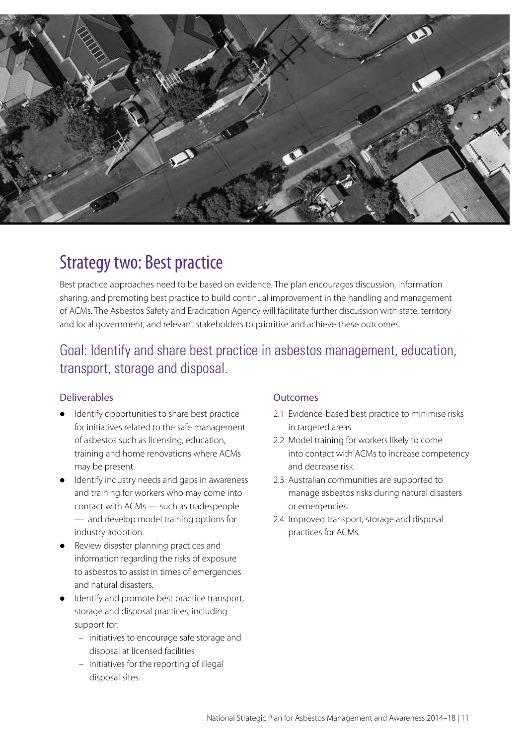## Strategy two: Best practice

Best practice approaches need to be based on evidence. The plan encourages discussion, information sharing, and promoting best practice to build continual improvement in the handling and management of ACMs. The Asbestos Safety and Eradication Agency will facilitate further discussion with state, territory and local government, and relevant stakeholders to prioritise and achieve these outcomes.

### Goal: Identify and share best practice in asbestos management, education, transport, storage and disposal.

#### Deliverables

- Identify opportunities to share best practice for initiatives related to the safe management of asbestos such as licensing, education, training and home renovations where ACMs may be present.
- Identify industry needs and gaps in awareness and training for workers who may come into contact with ACMs — such as tradespeople — and develop model training options for industry adoption.
- Review disaster planning practices and information regarding the risks of exposure to asbestos to assist in times of emergencies and natural disasters.
- Identify and promote best practice transport, storage and disposal practices, including support for:
  - initiatives to encourage safe storage and disposal at licensed facilities
  - initiatives for the reporting of illegal disposal sites.

#### Outcomes

2.1 Evidence-based best practice to minimise risks in targeted areas.

2.2 Model training for workers likely to come into contact with ACMs to increase competency and decrease risk.

2.3 Australian communities are supported to manage asbestos risks during natural disasters or emergencies.

2.4 Improved transport, storage and disposal practices for ACMs.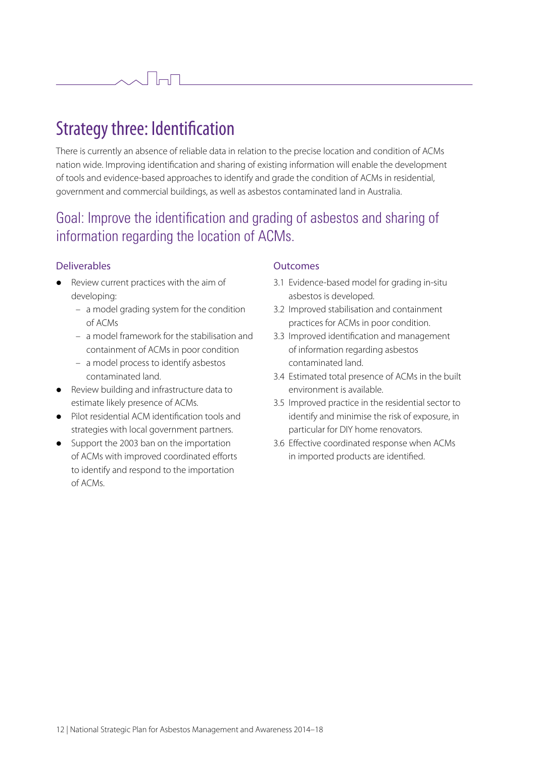# Strategy three: Identification

There is currently an absence of reliable data in relation to the precise location and condition of ACMs nation wide. Improving identification and sharing of existing information will enable the development of tools and evidence-based approaches to identify and grade the condition of ACMs in residential, government and commercial buildings, as well as asbestos contaminated land in Australia.

## Goal: Improve the identification and grading of asbestos and sharing of information regarding the location of ACMs.

### Deliverables

- Review current practices with the aim of developing:
  - a model grading system for the condition of ACMs
  - a model framework for the stabilisation and containment of ACMs in poor condition
  - a model process to identify asbestos contaminated land.
- Review building and infrastructure data to estimate likely presence of ACMs.
- Pilot residential ACM identification tools and strategies with local government partners.
- Support the 2003 ban on the importation of ACMs with improved coordinated efforts to identify and respond to the importation of ACMs.

### Outcomes

3.1 Evidence-based model for grading in-situ asbestos is developed.

3.2 Improved stabilisation and containment practices for ACMs in poor condition.

3.3 Improved identification and management of information regarding asbestos contaminated land.

3.4 Estimated total presence of ACMs in the built environment is available.

3.5 Improved practice in the residential sector to identify and minimise the risk of exposure, in particular for DIY home renovators.

3.6 Effective coordinated response when ACMs in imported products are identified.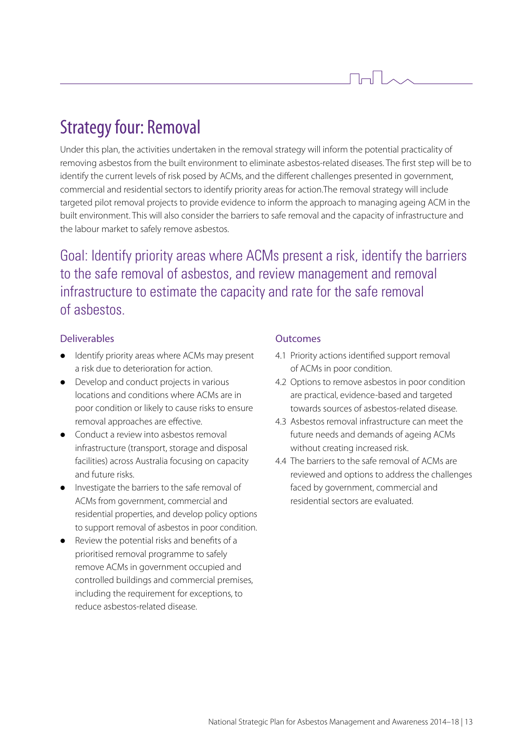# Strategy four: Removal

Under this plan, the activities undertaken in the removal strategy will inform the potential practicality of removing asbestos from the built environment to eliminate asbestos-related diseases. The first step will be to identify the current levels of risk posed by ACMs, and the different challenges presented in government, commercial and residential sectors to identify priority areas for action.The removal strategy will include targeted pilot removal projects to provide evidence to inform the approach to managing ageing ACM in the built environment. This will also consider the barriers to safe removal and the capacity of infrastructure and the labour market to safely remove asbestos.

## Goal: Identify priority areas where ACMs present a risk, identify the barriers to the safe removal of asbestos, and review management and removal infrastructure to estimate the capacity and rate for the safe removal of asbestos.

### Deliverables

- Identify priority areas where ACMs may present a risk due to deterioration for action.
- Develop and conduct projects in various locations and conditions where ACMs are in poor condition or likely to cause risks to ensure removal approaches are effective.
- Conduct a review into asbestos removal infrastructure (transport, storage and disposal facilities) across Australia focusing on capacity and future risks.
- Investigate the barriers to the safe removal of ACMs from government, commercial and residential properties, and develop policy options to support removal of asbestos in poor condition.
- Review the potential risks and benefits of a prioritised removal programme to safely remove ACMs in government occupied and controlled buildings and commercial premises, including the requirement for exceptions, to reduce asbestos-related disease.

### Outcomes

4.1 Priority actions identified support removal of ACMs in poor condition.

4.2 Options to remove asbestos in poor condition are practical, evidence-based and targeted towards sources of asbestos-related disease.

4.3 Asbestos removal infrastructure can meet the future needs and demands of ageing ACMs without creating increased risk.

4.4 The barriers to the safe removal of ACMs are reviewed and options to address the challenges faced by government, commercial and residential sectors are evaluated.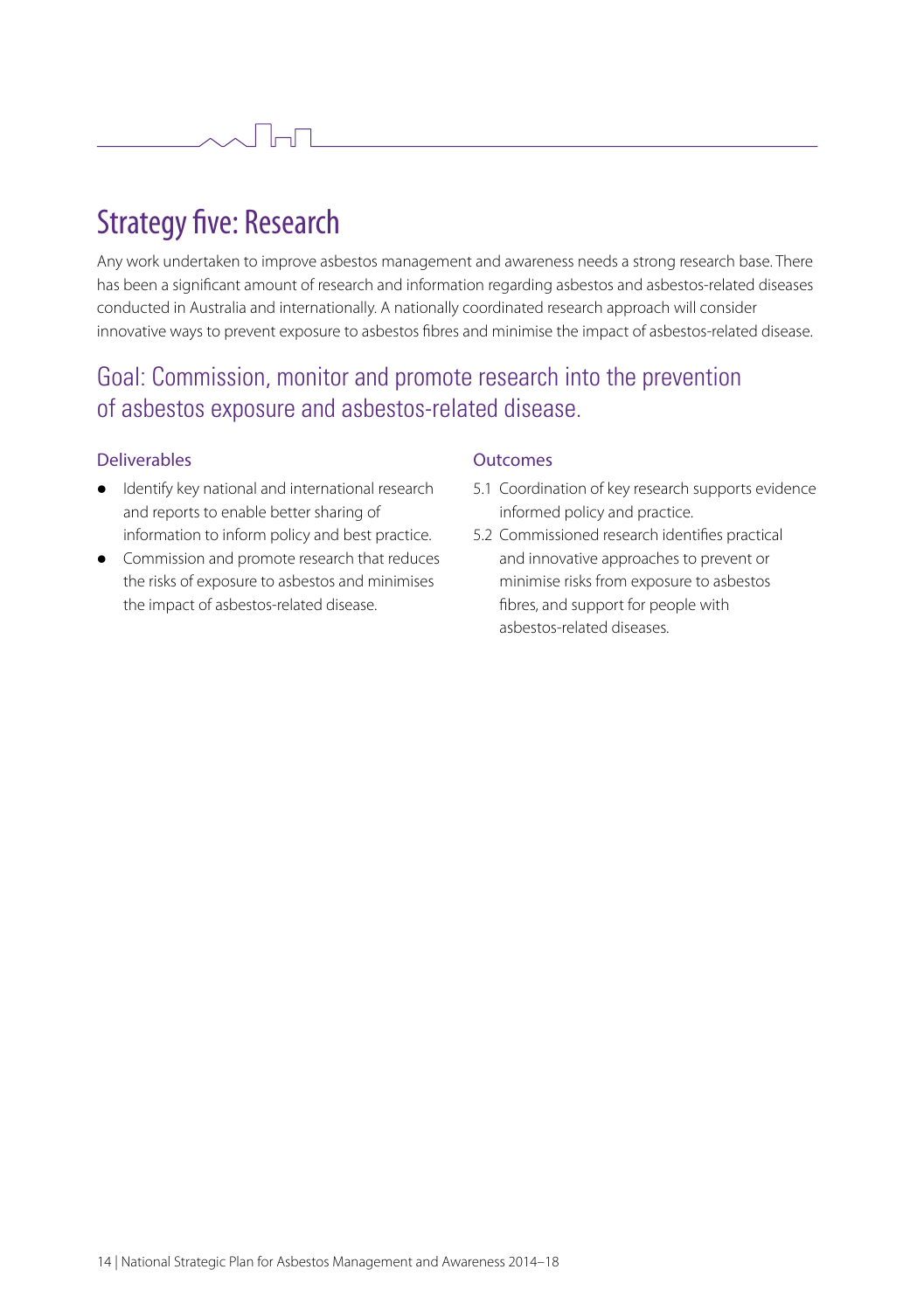# Strategy five: Research

Any work undertaken to improve asbestos management and awareness needs a strong research base. There has been a significant amount of research and information regarding asbestos and asbestos-related diseases conducted in Australia and internationally. A nationally coordinated research approach will consider innovative ways to prevent exposure to asbestos fibres and minimise the impact of asbestos-related disease.

## Goal: Commission, monitor and promote research into the prevention of asbestos exposure and asbestos-related disease.

### Deliverables

- Identify key national and international research and reports to enable better sharing of information to inform policy and best practice.
- Commission and promote research that reduces the risks of exposure to asbestos and minimises the impact of asbestos-related disease.

### Outcomes

5.1 Coordination of key research supports evidence informed policy and practice.

5.2 Commissioned research identifies practical and innovative approaches to prevent or minimise risks from exposure to asbestos fibres, and support for people with asbestos-related diseases.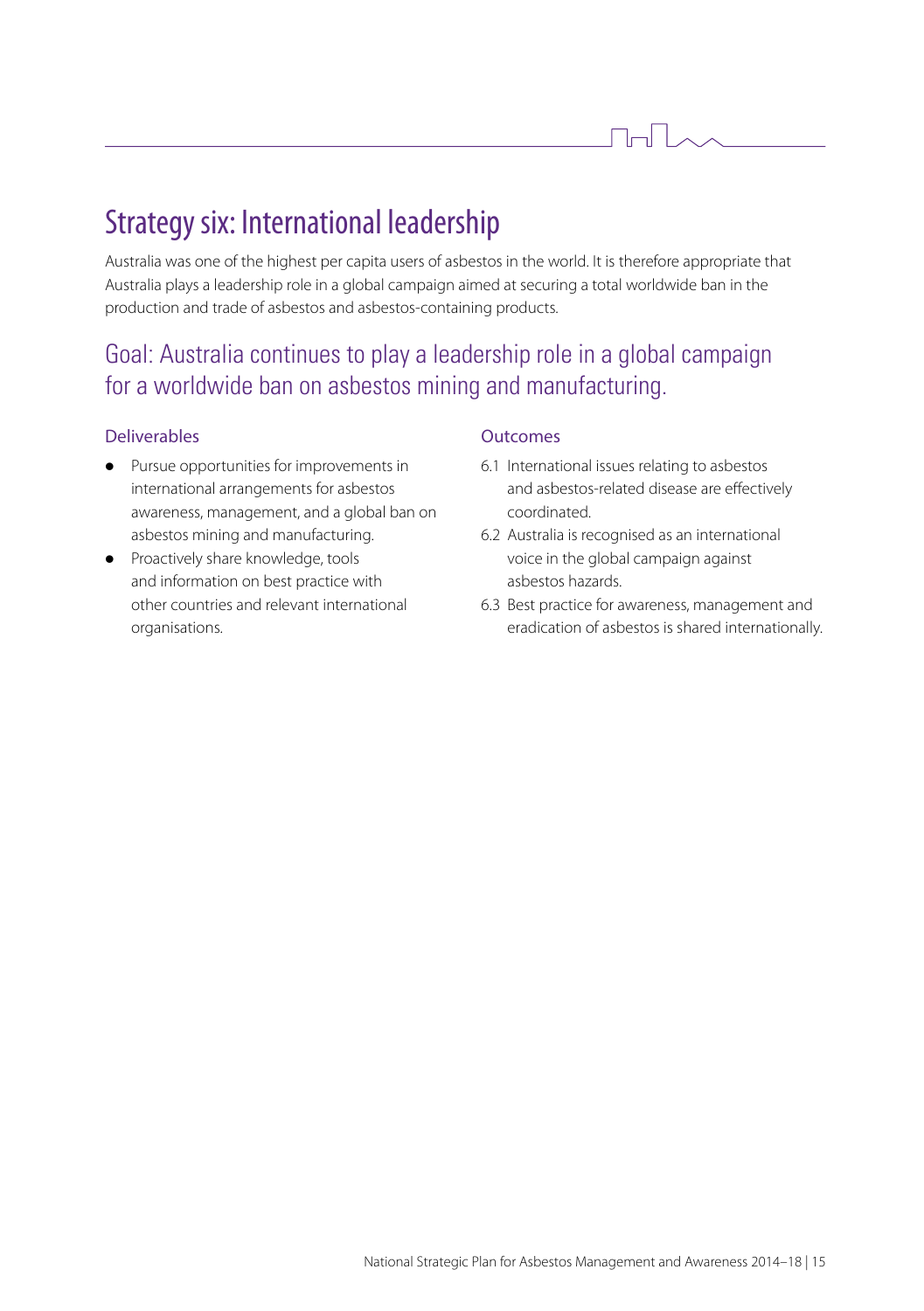# Strategy six: International leadership

Australia was one of the highest per capita users of asbestos in the world. It is therefore appropriate that Australia plays a leadership role in a global campaign aimed at securing a total worldwide ban in the production and trade of asbestos and asbestos-containing products.

## Goal: Australia continues to play a leadership role in a global campaign for a worldwide ban on asbestos mining and manufacturing.

### Deliverables

- Pursue opportunities for improvements in international arrangements for asbestos awareness, management, and a global ban on asbestos mining and manufacturing.
- Proactively share knowledge, tools and information on best practice with other countries and relevant international organisations.

### Outcomes

6.1 International issues relating to asbestos and asbestos-related disease are effectively coordinated.

6.2 Australia is recognised as an international voice in the global campaign against asbestos hazards.

6.3 Best practice for awareness, management and eradication of asbestos is shared internationally.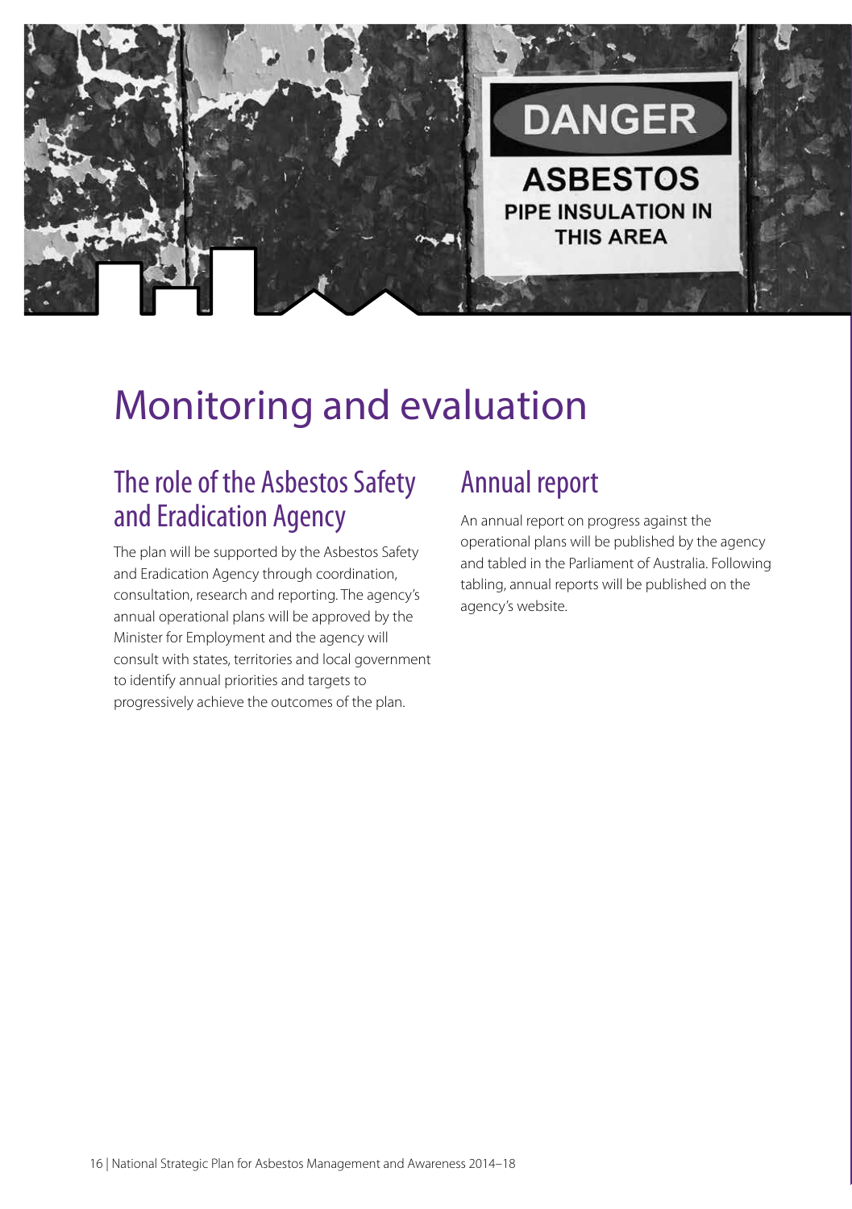# Monitoring and evaluation

## The role of the Asbestos Safety and Eradication Agency

The plan will be supported by the Asbestos Safety and Eradication Agency through coordination, consultation, research and reporting. The agency's annual operational plans will be approved by the Minister for Employment and the agency will consult with states, territories and local government to identify annual priorities and targets to progressively achieve the outcomes of the plan.

## Annual report

An annual report on progress against the operational plans will be published by the agency and tabled in the Parliament of Australia. Following tabling, annual reports will be published on the agency's website.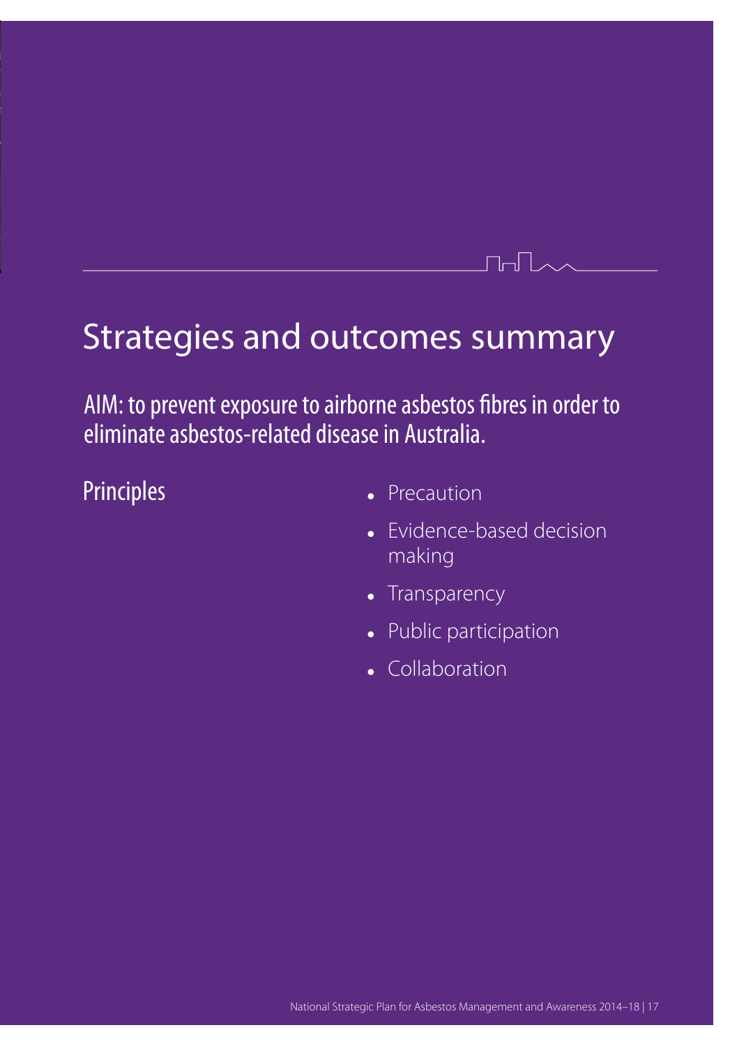# Strategies and outcomes summary

## AIM: to prevent exposure to airborne asbestos fibres in order to eliminate asbestos-related disease in Australia.

### Principles

- Precaution
- Evidence-based decision making
- Transparency
- Public participation
- Collaboration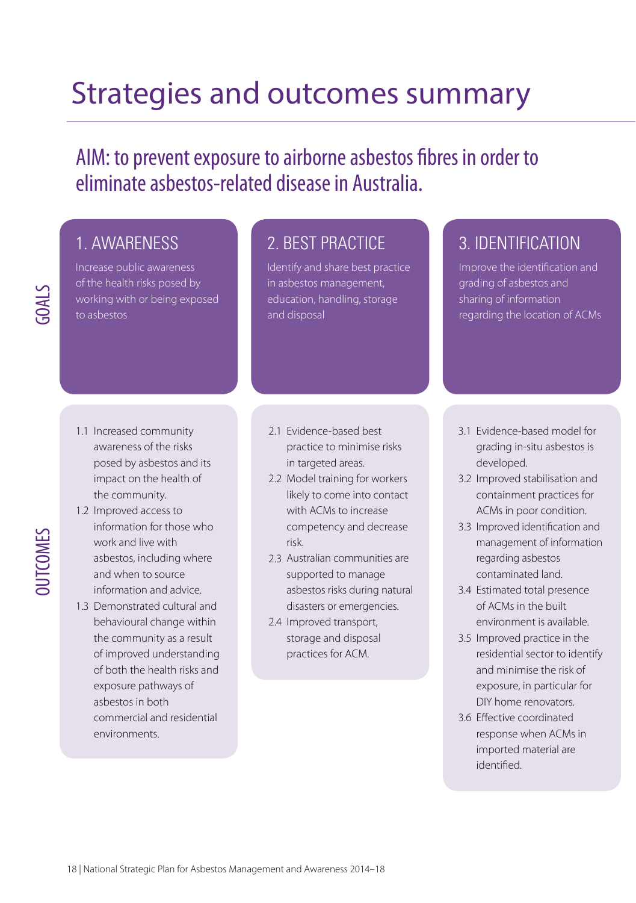# Strategies and outcomes summary

## AIM: to prevent exposure to airborne asbestos fibres in order to eliminate asbestos-related disease in Australia.

### GOALS

**1. AWARENESS**

Increase public awareness of the health risks posed by working with or being exposed to asbestos

**2. BEST PRACTICE**

Identify and share best practice in asbestos management, education, handling, storage and disposal

**3. IDENTIFICATION**

Improve the identification and grading of asbestos and sharing of information regarding the location of ACMs

### OUTCOMES

**1. Awareness**

1.1 Increased community awareness of the risks posed by asbestos and its impact on the health of the community.

1.2 Improved access to information for those who work and live with asbestos, including where and when to source information and advice.

1.3 Demonstrated cultural and behavioural change within the community as a result of improved understanding of both the health risks and exposure pathways of asbestos in both commercial and residential environments.

**2. Best Practice**

2.1 Evidence-based best practice to minimise risks in targeted areas.

2.2 Model training for workers likely to come into contact with ACMs to increase competency and decrease risk.

2.3 Australian communities are supported to manage asbestos risks during natural disasters or emergencies.

2.4 Improved transport, storage and disposal practices for ACM.

**3. Identification**

3.1 Evidence-based model for grading in-situ asbestos is developed.

3.2 Improved stabilisation and containment practices for ACMs in poor condition.

3.3 Improved identification and management of information regarding asbestos contaminated land.

3.4 Estimated total presence of ACMs in the built environment is available.

3.5 Improved practice in the residential sector to identify and minimise the risk of exposure, in particular for DIY home renovators.

3.6 Effective coordinated response when ACMs in imported material are identified.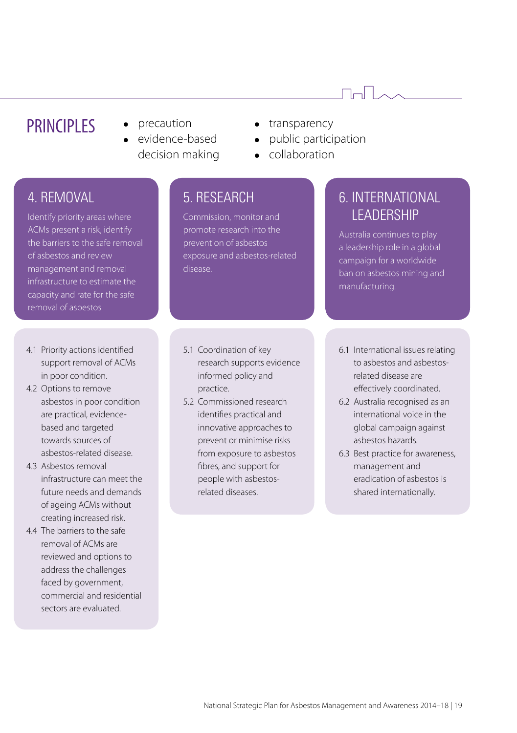## PRINCIPLES

- precaution
- evidence-based decision making
- transparency
- public participation
- collaboration

### 4. REMOVAL

Identify priority areas where ACMs present a risk, identify the barriers to the safe removal of asbestos and review management and removal infrastructure to estimate the capacity and rate for the safe removal of asbestos

4.1 Priority actions identified support removal of ACMs in poor condition.

4.2 Options to remove asbestos in poor condition are practical, evidence-based and targeted towards sources of asbestos-related disease.

4.3 Asbestos removal infrastructure can meet the future needs and demands of ageing ACMs without creating increased risk.

4.4 The barriers to the safe removal of ACMs are reviewed and options to address the challenges faced by government, commercial and residential sectors are evaluated.

### 5. RESEARCH

Commission, monitor and promote research into the prevention of asbestos exposure and asbestos-related disease.

5.1 Coordination of key research supports evidence informed policy and practice.

5.2 Commissioned research identifies practical and innovative approaches to prevent or minimise risks from exposure to asbestos fibres, and support for people with asbestos-related diseases.

### 6. INTERNATIONAL LEADERSHIP

Australia continues to play a leadership role in a global campaign for a worldwide ban on asbestos mining and manufacturing.

6.1 International issues relating to asbestos and asbestos-related disease are effectively coordinated.

6.2 Australia recognised as an international voice in the global campaign against asbestos hazards.

6.3 Best practice for awareness, management and eradication of asbestos is shared internationally.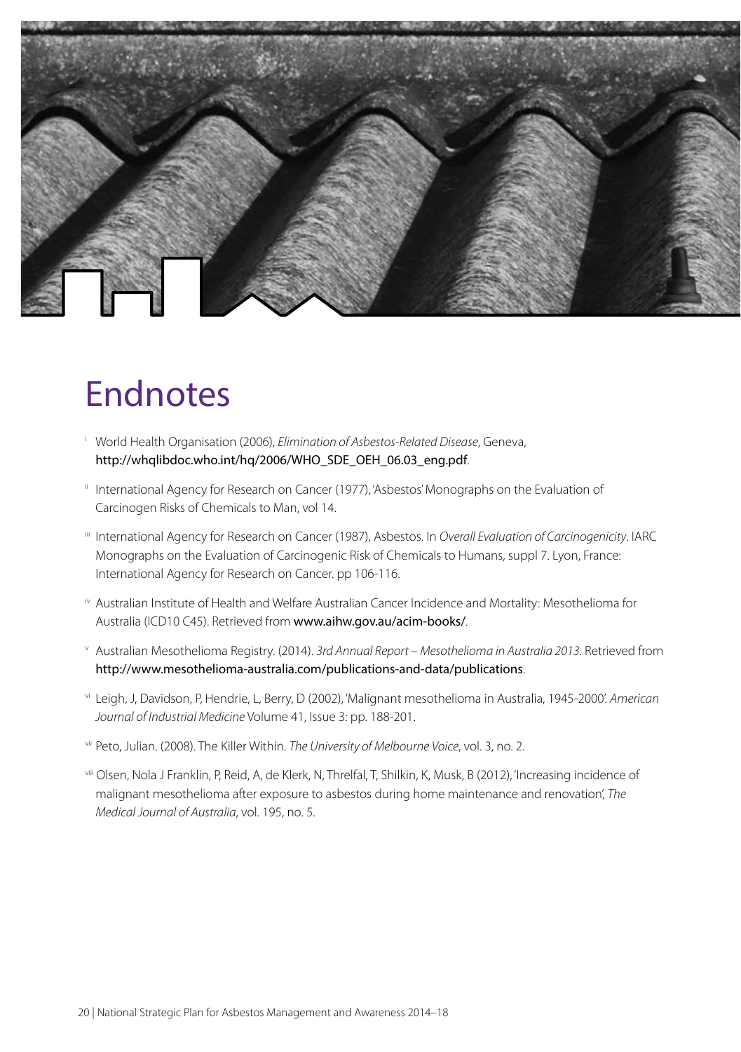# Endnotes

[i] World Health Organisation (2006), *Elimination of Asbestos-Related Disease*, Geneva, http://whqlibdoc.who.int/hq/2006/WHO_SDE_OEH_06.03_eng.pdf.

[ii] International Agency for Research on Cancer (1977), 'Asbestos' Monographs on the Evaluation of Carcinogen Risks of Chemicals to Man, vol 14.

[iii] International Agency for Research on Cancer (1987), Asbestos. In *Overall Evaluation of Carcinogenicity*. IARC Monographs on the Evaluation of Carcinogenic Risk of Chemicals to Humans, suppl 7. Lyon, France: International Agency for Research on Cancer. pp 106-116.

[iv] Australian Institute of Health and Welfare Australian Cancer Incidence and Mortality: Mesothelioma for Australia (ICD10 C45). Retrieved from www.aihw.gov.au/acim-books/.

[v] Australian Mesothelioma Registry. (2014). *3rd Annual Report – Mesothelioma in Australia 2013*. Retrieved from http://www.mesothelioma-australia.com/publications-and-data/publications.

[vi] Leigh, J, Davidson, P, Hendrie, L, Berry, D (2002), 'Malignant mesothelioma in Australia, 1945-2000'. *American Journal of Industrial Medicine* Volume 41, Issue 3: pp. 188-201.

[vii] Peto, Julian. (2008). The Killer Within. *The University of Melbourne Voice*, vol. 3, no. 2.

[viii] Olsen, Nola J Franklin, P, Reid, A, de Klerk, N, Threlfal, T, Shilkin, K, Musk, B (2012), 'Increasing incidence of malignant mesothelioma after exposure to asbestos during home maintenance and renovation', *The Medical Journal of Australia*, vol. 195, no. 5.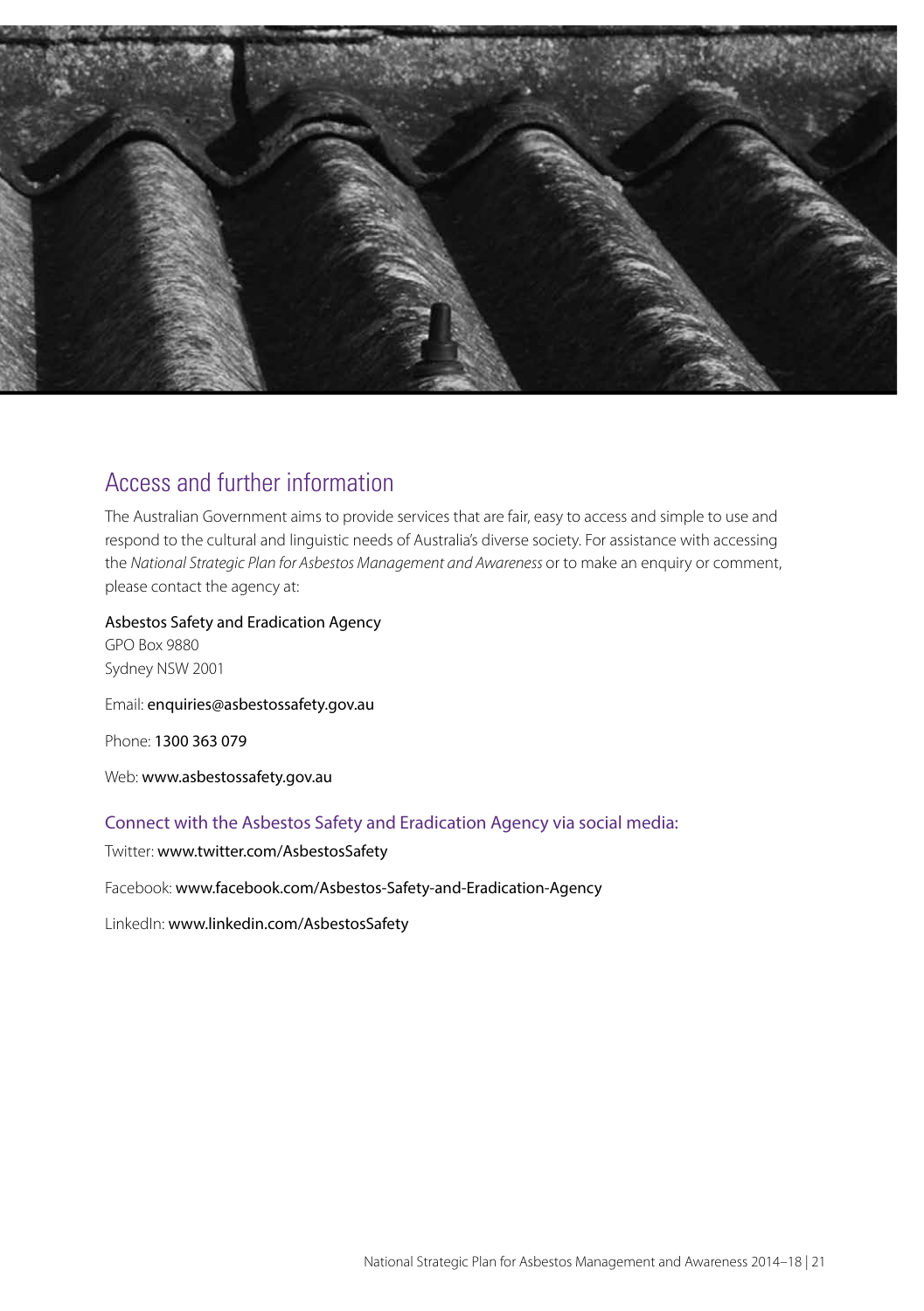## Access and further information

The Australian Government aims to provide services that are fair, easy to access and simple to use and respond to the cultural and linguistic needs of Australia's diverse society. For assistance with accessing the *National Strategic Plan for Asbestos Management and Awareness* or to make an enquiry or comment, please contact the agency at:

Asbestos Safety and Eradication Agency
GPO Box 9880
Sydney NSW 2001

Email: enquiries@asbestossafety.gov.au

Phone: 1300 363 079

Web: www.asbestossafety.gov.au

### Connect with the Asbestos Safety and Eradication Agency via social media:

Twitter: www.twitter.com/AsbestosSafety

Facebook: www.facebook.com/Asbestos-Safety-and-Eradication-Agency

LinkedIn: www.linkedin.com/AsbestosSafety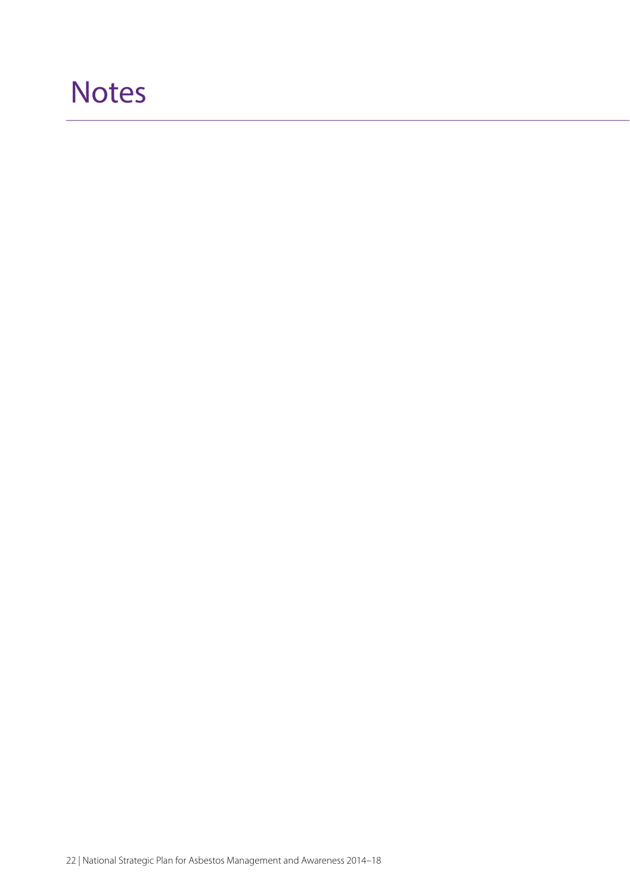# Notes